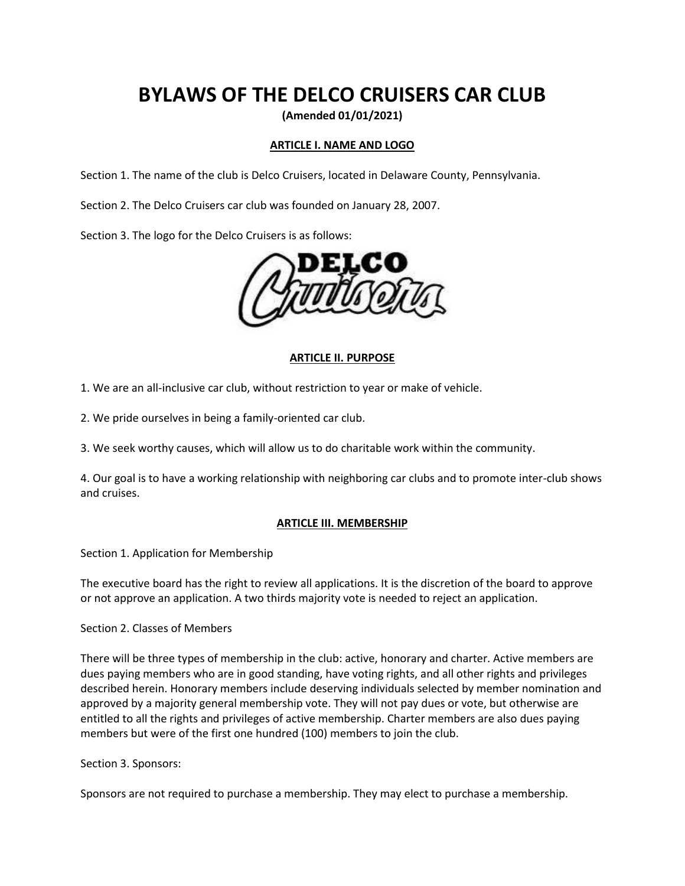# BYLAWS OF THE DELCO CRUISERS CAR CLUB

**(Amended 01/01/2021)**

## ARTICLE I. NAME AND LOGO

Section 1. The name of the club is Delco Cruisers, located in Delaware County, Pennsylvania.

Section 2. The Delco Cruisers car club was founded on January 28, 2007.

Section 3. The logo for the Delco Cruisers is as follows:

## ARTICLE II. PURPOSE

1. We are an all-inclusive car club, without restriction to year or make of vehicle.

2. We pride ourselves in being a family-oriented car club.

3. We seek worthy causes, which will allow us to do charitable work within the community.

4. Our goal is to have a working relationship with neighboring car clubs and to promote inter-club shows and cruises.

## ARTICLE III. MEMBERSHIP

Section 1. Application for Membership

The executive board has the right to review all applications. It is the discretion of the board to approve or not approve an application. A two thirds majority vote is needed to reject an application.

Section 2. Classes of Members

There will be three types of membership in the club: active, honorary and charter. Active members are dues paying members who are in good standing, have voting rights, and all other rights and privileges described herein. Honorary members include deserving individuals selected by member nomination and approved by a majority general membership vote. They will not pay dues or vote, but otherwise are entitled to all the rights and privileges of active membership. Charter members are also dues paying members but were of the first one hundred (100) members to join the club.

Section 3. Sponsors:

Sponsors are not required to purchase a membership. They may elect to purchase a membership.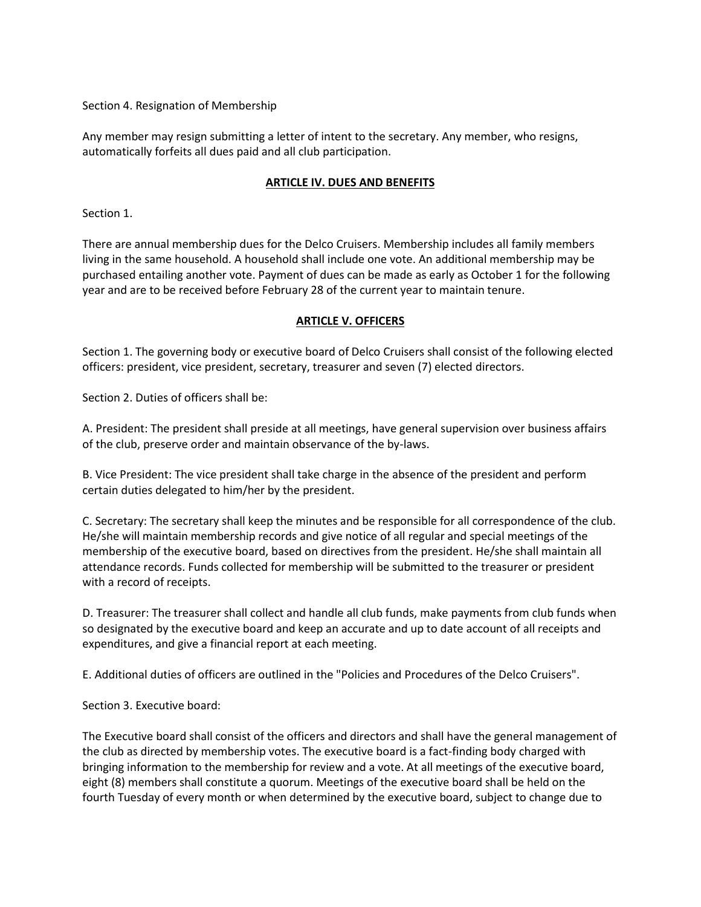Section 4. Resignation of Membership

Any member may resign submitting a letter of intent to the secretary. Any member, who resigns, automatically forfeits all dues paid and all club participation.

## ARTICLE IV. DUES AND BENEFITS

Section 1.

There are annual membership dues for the Delco Cruisers. Membership includes all family members living in the same household. A household shall include one vote. An additional membership may be purchased entailing another vote. Payment of dues can be made as early as October 1 for the following year and are to be received before February 28 of the current year to maintain tenure.

## ARTICLE V. OFFICERS

Section 1. The governing body or executive board of Delco Cruisers shall consist of the following elected officers: president, vice president, secretary, treasurer and seven (7) elected directors.

Section 2. Duties of officers shall be:

A. President: The president shall preside at all meetings, have general supervision over business affairs of the club, preserve order and maintain observance of the by-laws.

B. Vice President: The vice president shall take charge in the absence of the president and perform certain duties delegated to him/her by the president.

C. Secretary: The secretary shall keep the minutes and be responsible for all correspondence of the club. He/she will maintain membership records and give notice of all regular and special meetings of the membership of the executive board, based on directives from the president. He/she shall maintain all attendance records. Funds collected for membership will be submitted to the treasurer or president with a record of receipts.

D. Treasurer: The treasurer shall collect and handle all club funds, make payments from club funds when so designated by the executive board and keep an accurate and up to date account of all receipts and expenditures, and give a financial report at each meeting.

E. Additional duties of officers are outlined in the "Policies and Procedures of the Delco Cruisers".

Section 3. Executive board:

The Executive board shall consist of the officers and directors and shall have the general management of the club as directed by membership votes. The executive board is a fact-finding body charged with bringing information to the membership for review and a vote. At all meetings of the executive board, eight (8) members shall constitute a quorum. Meetings of the executive board shall be held on the fourth Tuesday of every month or when determined by the executive board, subject to change due to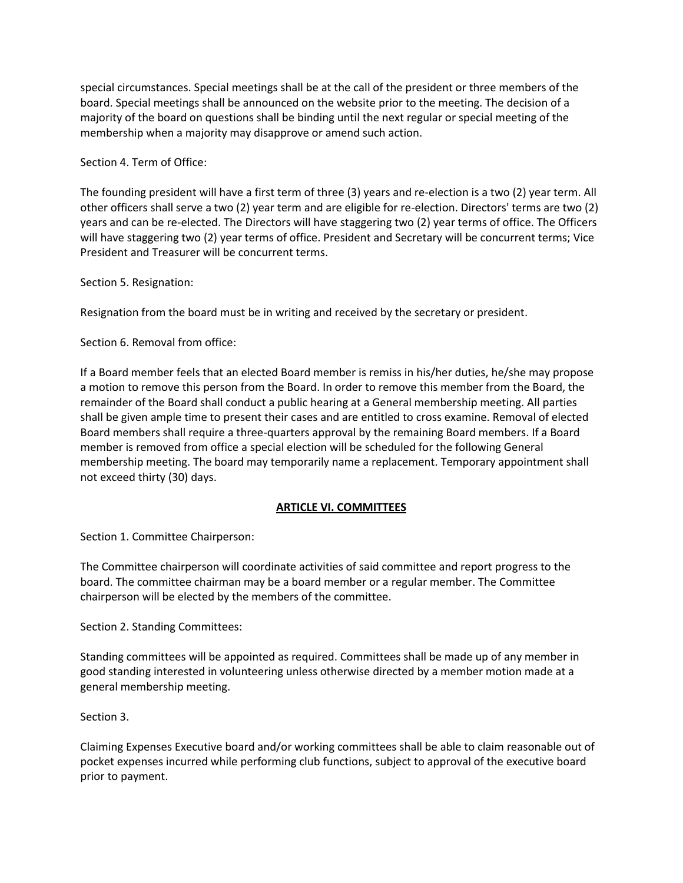special circumstances. Special meetings shall be at the call of the president or three members of the board. Special meetings shall be announced on the website prior to the meeting. The decision of a majority of the board on questions shall be binding until the next regular or special meeting of the membership when a majority may disapprove or amend such action.

Section 4. Term of Office:

The founding president will have a first term of three (3) years and re-election is a two (2) year term. All other officers shall serve a two (2) year term and are eligible for re-election. Directors' terms are two (2) years and can be re-elected. The Directors will have staggering two (2) year terms of office. The Officers will have staggering two (2) year terms of office. President and Secretary will be concurrent terms; Vice President and Treasurer will be concurrent terms.

Section 5. Resignation:

Resignation from the board must be in writing and received by the secretary or president.

Section 6. Removal from office:

If a Board member feels that an elected Board member is remiss in his/her duties, he/she may propose a motion to remove this person from the Board. In order to remove this member from the Board, the remainder of the Board shall conduct a public hearing at a General membership meeting. All parties shall be given ample time to present their cases and are entitled to cross examine. Removal of elected Board members shall require a three-quarters approval by the remaining Board members. If a Board member is removed from office a special election will be scheduled for the following General membership meeting. The board may temporarily name a replacement. Temporary appointment shall not exceed thirty (30) days.

## ARTICLE VI. COMMITTEES

Section 1. Committee Chairperson:

The Committee chairperson will coordinate activities of said committee and report progress to the board. The committee chairman may be a board member or a regular member. The Committee chairperson will be elected by the members of the committee.

Section 2. Standing Committees:

Standing committees will be appointed as required. Committees shall be made up of any member in good standing interested in volunteering unless otherwise directed by a member motion made at a general membership meeting.

Section 3.

Claiming Expenses Executive board and/or working committees shall be able to claim reasonable out of pocket expenses incurred while performing club functions, subject to approval of the executive board prior to payment.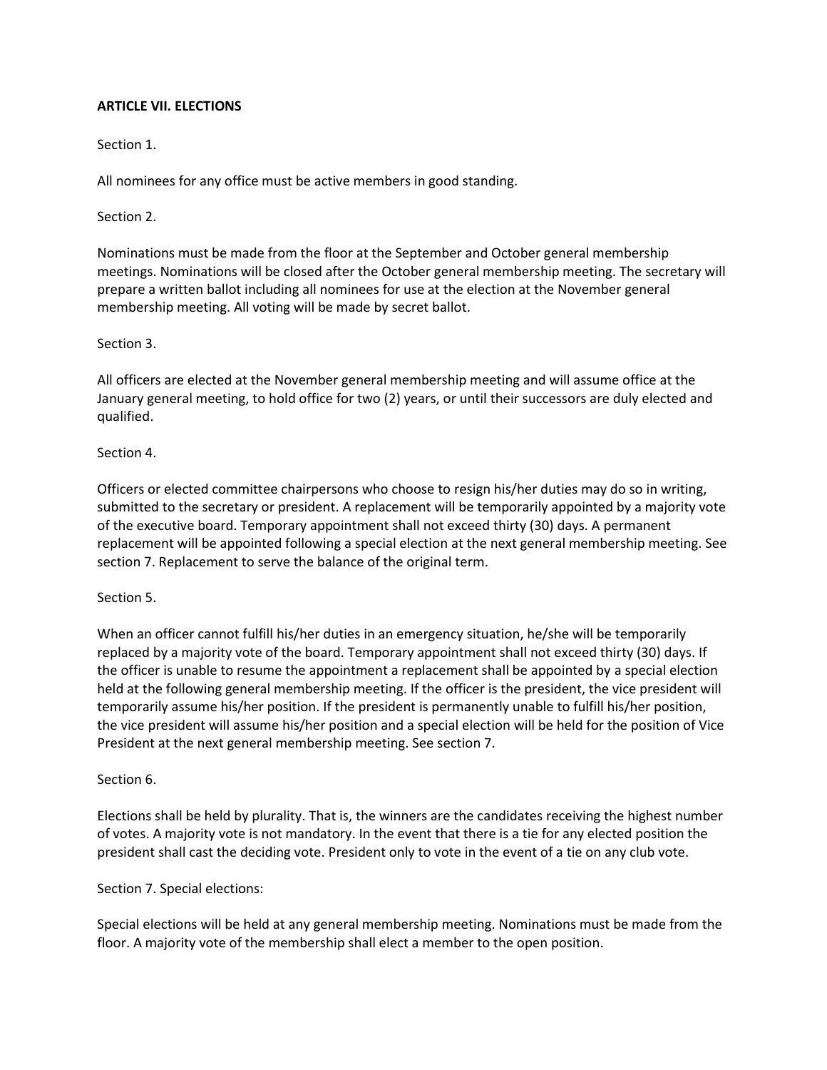## ARTICLE VII. ELECTIONS

Section 1.

All nominees for any office must be active members in good standing.

Section 2.

Nominations must be made from the floor at the September and October general membership meetings. Nominations will be closed after the October general membership meeting. The secretary will prepare a written ballot including all nominees for use at the election at the November general membership meeting. All voting will be made by secret ballot.

Section 3.

All officers are elected at the November general membership meeting and will assume office at the January general meeting, to hold office for two (2) years, or until their successors are duly elected and qualified.

Section 4.

Officers or elected committee chairpersons who choose to resign his/her duties may do so in writing, submitted to the secretary or president. A replacement will be temporarily appointed by a majority vote of the executive board. Temporary appointment shall not exceed thirty (30) days. A permanent replacement will be appointed following a special election at the next general membership meeting. See section 7. Replacement to serve the balance of the original term.

Section 5.

When an officer cannot fulfill his/her duties in an emergency situation, he/she will be temporarily replaced by a majority vote of the board. Temporary appointment shall not exceed thirty (30) days. If the officer is unable to resume the appointment a replacement shall be appointed by a special election held at the following general membership meeting. If the officer is the president, the vice president will temporarily assume his/her position. If the president is permanently unable to fulfill his/her position, the vice president will assume his/her position and a special election will be held for the position of Vice President at the next general membership meeting. See section 7.

Section 6.

Elections shall be held by plurality. That is, the winners are the candidates receiving the highest number of votes. A majority vote is not mandatory. In the event that there is a tie for any elected position the president shall cast the deciding vote. President only to vote in the event of a tie on any club vote.

Section 7. Special elections:

Special elections will be held at any general membership meeting. Nominations must be made from the floor. A majority vote of the membership shall elect a member to the open position.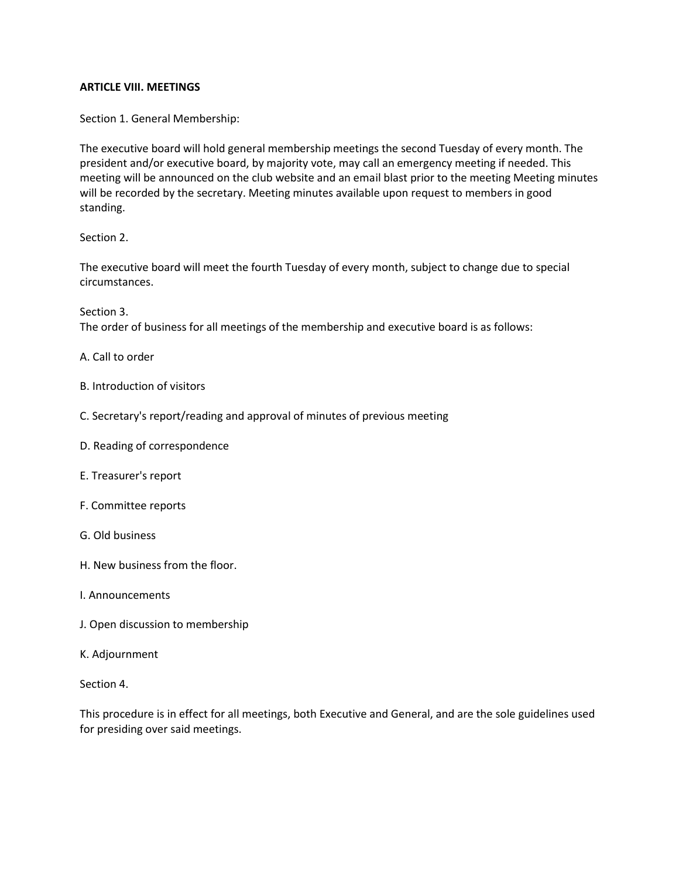**ARTICLE VIII. MEETINGS**

Section 1. General Membership:

The executive board will hold general membership meetings the second Tuesday of every month. The president and/or executive board, by majority vote, may call an emergency meeting if needed. This meeting will be announced on the club website and an email blast prior to the meeting Meeting minutes will be recorded by the secretary. Meeting minutes available upon request to members in good standing.

Section 2.

The executive board will meet the fourth Tuesday of every month, subject to change due to special circumstances.

Section 3.
The order of business for all meetings of the membership and executive board is as follows:

A. Call to order

B. Introduction of visitors

C. Secretary's report/reading and approval of minutes of previous meeting

D. Reading of correspondence

E. Treasurer's report

F. Committee reports

G. Old business

H. New business from the floor.

I. Announcements

J. Open discussion to membership

K. Adjournment

Section 4.

This procedure is in effect for all meetings, both Executive and General, and are the sole guidelines used for presiding over said meetings.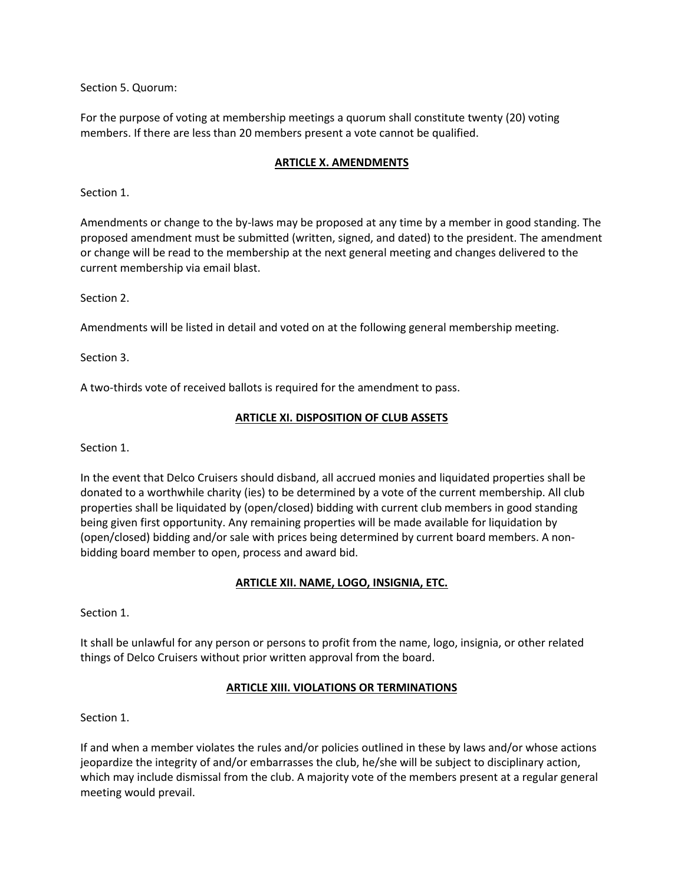Section 5. Quorum:

For the purpose of voting at membership meetings a quorum shall constitute twenty (20) voting members. If there are less than 20 members present a vote cannot be qualified.

## ARTICLE X. AMENDMENTS

Section 1.

Amendments or change to the by-laws may be proposed at any time by a member in good standing. The proposed amendment must be submitted (written, signed, and dated) to the president. The amendment or change will be read to the membership at the next general meeting and changes delivered to the current membership via email blast.

Section 2.

Amendments will be listed in detail and voted on at the following general membership meeting.

Section 3.

A two-thirds vote of received ballots is required for the amendment to pass.

## ARTICLE XI. DISPOSITION OF CLUB ASSETS

Section 1.

In the event that Delco Cruisers should disband, all accrued monies and liquidated properties shall be donated to a worthwhile charity (ies) to be determined by a vote of the current membership. All club properties shall be liquidated by (open/closed) bidding with current club members in good standing being given first opportunity. Any remaining properties will be made available for liquidation by (open/closed) bidding and/or sale with prices being determined by current board members. A non-bidding board member to open, process and award bid.

## ARTICLE XII. NAME, LOGO, INSIGNIA, ETC.

Section 1.

It shall be unlawful for any person or persons to profit from the name, logo, insignia, or other related things of Delco Cruisers without prior written approval from the board.

## ARTICLE XIII. VIOLATIONS OR TERMINATIONS

Section 1.

If and when a member violates the rules and/or policies outlined in these by laws and/or whose actions jeopardize the integrity of and/or embarrasses the club, he/she will be subject to disciplinary action, which may include dismissal from the club. A majority vote of the members present at a regular general meeting would prevail.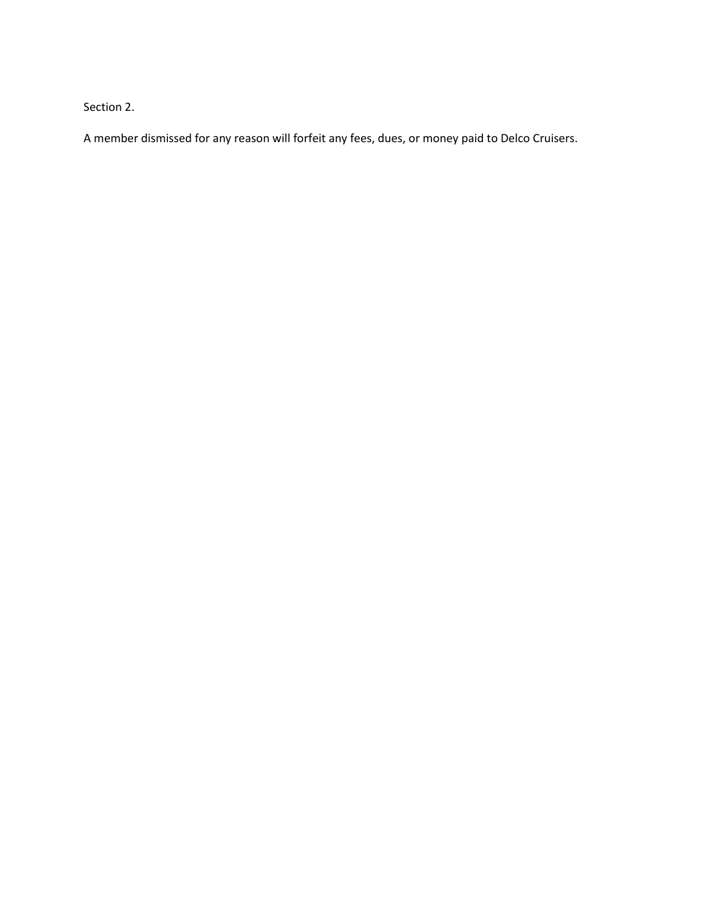Section 2.

A member dismissed for any reason will forfeit any fees, dues, or money paid to Delco Cruisers.